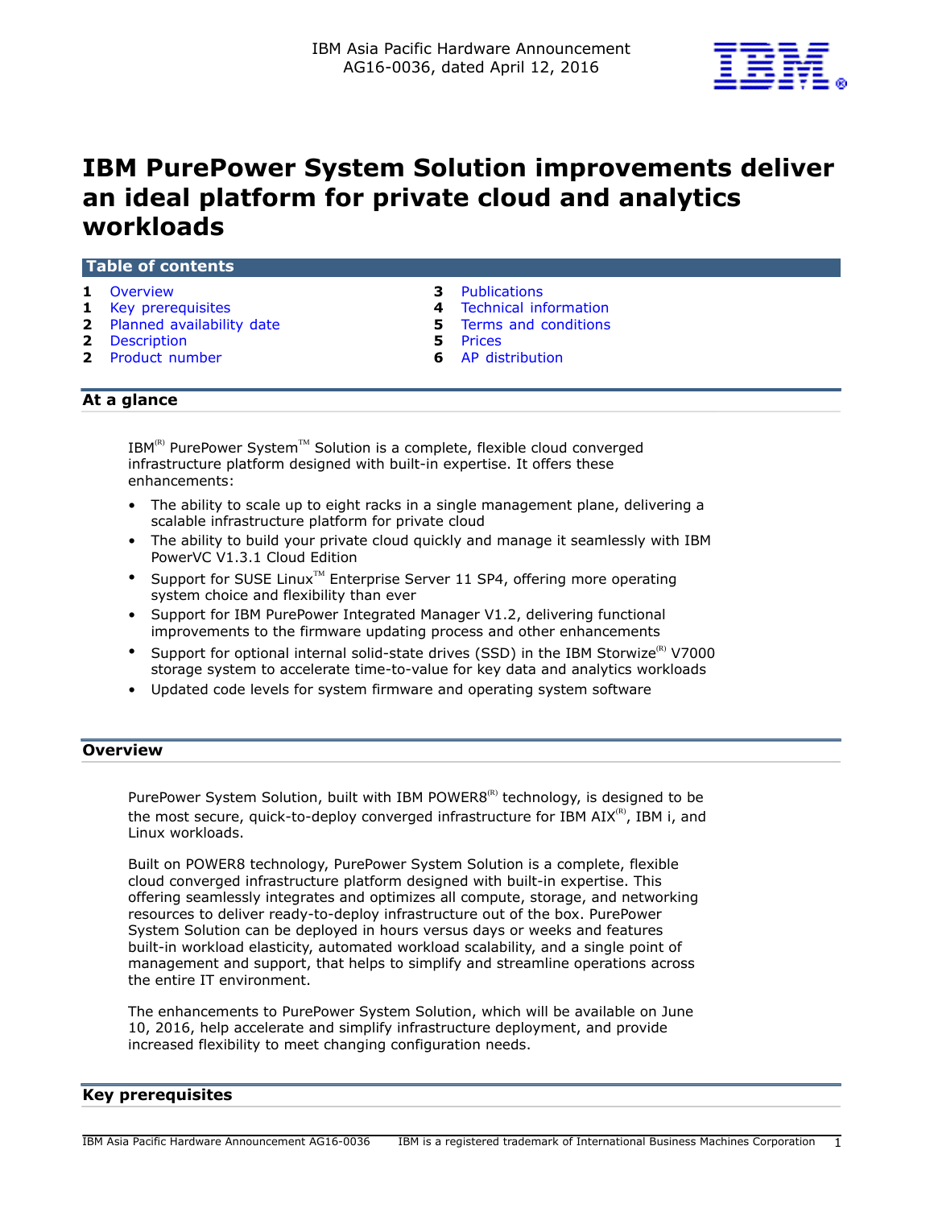IBM Asia Pacific Hardware Announcement
AG16-0036, dated April 12, 2016

# IBM PurePower System Solution improvements deliver an ideal platform for private cloud and analytics workloads

## Table of contents

| | | | |
|---|---|---|---|
| 1 | Overview | 3 | Publications |
| 1 | Key prerequisites | 4 | Technical information |
| 2 | Planned availability date | 5 | Terms and conditions |
| 2 | Description | 5 | Prices |
| 2 | Product number | 6 | AP distribution |

## At a glance

IBM(R) PurePower System(TM) Solution is a complete, flexible cloud converged infrastructure platform designed with built-in expertise. It offers these enhancements:

- The ability to scale up to eight racks in a single management plane, delivering a scalable infrastructure platform for private cloud
- The ability to build your private cloud quickly and manage it seamlessly with IBM PowerVC V1.3.1 Cloud Edition
- Support for SUSE Linux(TM) Enterprise Server 11 SP4, offering more operating system choice and flexibility than ever
- Support for IBM PurePower Integrated Manager V1.2, delivering functional improvements to the firmware updating process and other enhancements
- Support for optional internal solid-state drives (SSD) in the IBM Storwize(R) V7000 storage system to accelerate time-to-value for key data and analytics workloads
- Updated code levels for system firmware and operating system software

## Overview

PurePower System Solution, built with IBM POWER8(R) technology, is designed to be the most secure, quick-to-deploy converged infrastructure for IBM AIX(R), IBM i, and Linux workloads.

Built on POWER8 technology, PurePower System Solution is a complete, flexible cloud converged infrastructure platform designed with built-in expertise. This offering seamlessly integrates and optimizes all compute, storage, and networking resources to deliver ready-to-deploy infrastructure out of the box. PurePower System Solution can be deployed in hours versus days or weeks and features built-in workload elasticity, automated workload scalability, and a single point of management and support, that helps to simplify and streamline operations across the entire IT environment.

The enhancements to PurePower System Solution, which will be available on June 10, 2016, help accelerate and simplify infrastructure deployment, and provide increased flexibility to meet changing configuration needs.

## Key prerequisites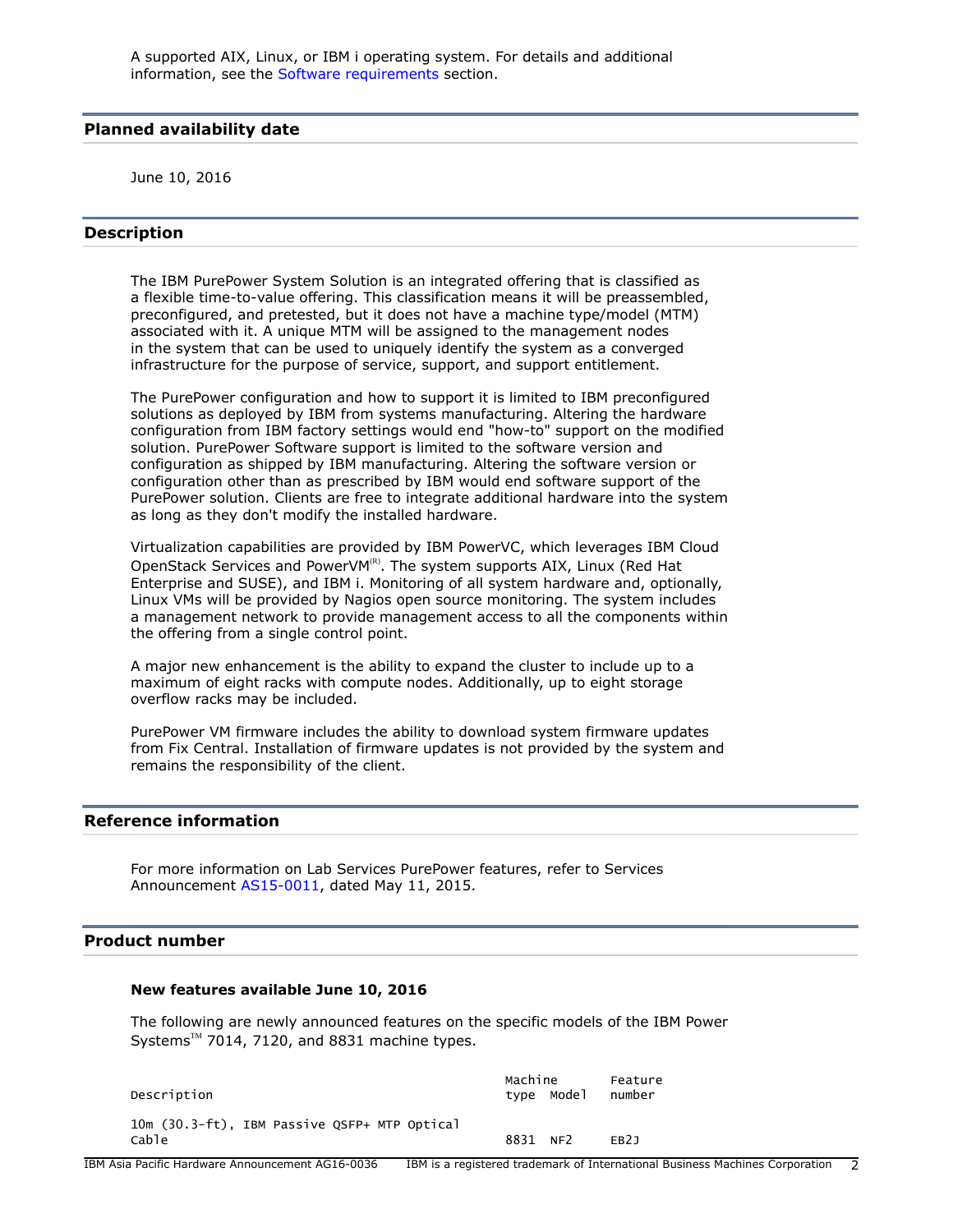A supported AIX, Linux, or IBM i operating system. For details and additional information, see the Software requirements section.

## Planned availability date

June 10, 2016

## Description

The IBM PurePower System Solution is an integrated offering that is classified as a flexible time-to-value offering. This classification means it will be preassembled, preconfigured, and pretested, but it does not have a machine type/model (MTM) associated with it. A unique MTM will be assigned to the management nodes in the system that can be used to uniquely identify the system as a converged infrastructure for the purpose of service, support, and support entitlement.

The PurePower configuration and how to support it is limited to IBM preconfigured solutions as deployed by IBM from systems manufacturing. Altering the hardware configuration from IBM factory settings would end "how-to" support on the modified solution. PurePower Software support is limited to the software version and configuration as shipped by IBM manufacturing. Altering the software version or configuration other than as prescribed by IBM would end software support of the PurePower solution. Clients are free to integrate additional hardware into the system as long as they don't modify the installed hardware.

Virtualization capabilities are provided by IBM PowerVC, which leverages IBM Cloud OpenStack Services and PowerVM(R). The system supports AIX, Linux (Red Hat Enterprise and SUSE), and IBM i. Monitoring of all system hardware and, optionally, Linux VMs will be provided by Nagios open source monitoring. The system includes a management network to provide management access to all the components within the offering from a single control point.

A major new enhancement is the ability to expand the cluster to include up to a maximum of eight racks with compute nodes. Additionally, up to eight storage overflow racks may be included.

PurePower VM firmware includes the ability to download system firmware updates from Fix Central. Installation of firmware updates is not provided by the system and remains the responsibility of the client.

## Reference information

For more information on Lab Services PurePower features, refer to Services Announcement AS15-0011, dated May 11, 2015.

## Product number

### New features available June 10, 2016

The following are newly announced features on the specific models of the IBM Power Systems(TM) 7014, 7120, and 8831 machine types.

| Description | Machine type | Model | Feature number |
|---|---|---|---|
| 10m (30.3-ft), IBM Passive QSFP+ MTP Optical Cable | 8831 | NF2 | EB2J |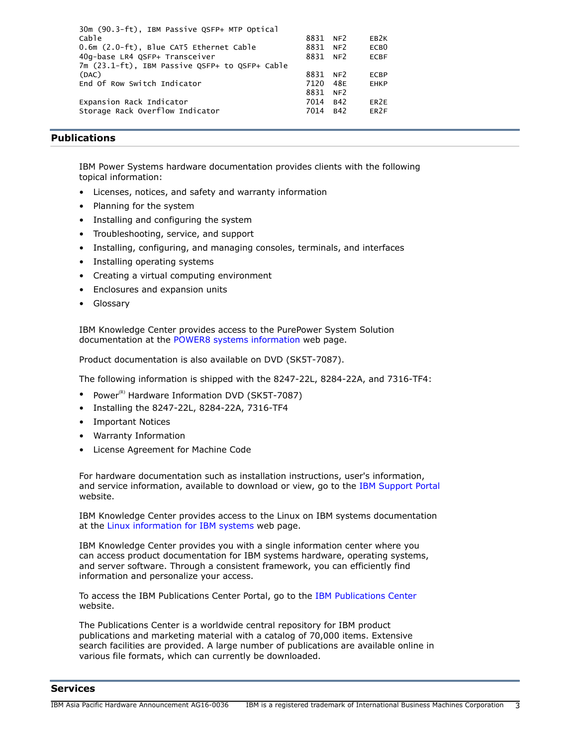```
30m (90.3-ft), IBM Passive QSFP+ MTP Optical
Cable                                             8831  NF2     EB2K
0.6m (2.0-ft), Blue CAT5 Ethernet Cable           8831  NF2     ECB0
40g-base LR4 QSFP+ Transceiver                    8831  NF2     ECBF
7m (23.1-ft), IBM Passive QSFP+ to QSFP+ Cable
(DAC)                                             8831  NF2     ECBP
End Of Row Switch Indicator                       7120  48E     EHKP
                                                  8831  NF2
Expansion Rack Indicator                          7014  B42     ER2E
Storage Rack Overflow Indicator                   7014  B42     ER2F
```

## Publications

IBM Power Systems hardware documentation provides clients with the following topical information:

- Licenses, notices, and safety and warranty information
- Planning for the system
- Installing and configuring the system
- Troubleshooting, service, and support
- Installing, configuring, and managing consoles, terminals, and interfaces
- Installing operating systems
- Creating a virtual computing environment
- Enclosures and expansion units
- Glossary

IBM Knowledge Center provides access to the PurePower System Solution documentation at the POWER8 systems information web page.

Product documentation is also available on DVD (SK5T-7087).

The following information is shipped with the 8247-22L, 8284-22A, and 7316-TF4:

- Power(R) Hardware Information DVD (SK5T-7087)
- Installing the 8247-22L, 8284-22A, 7316-TF4
- Important Notices
- Warranty Information
- License Agreement for Machine Code

For hardware documentation such as installation instructions, user's information, and service information, available to download or view, go to the IBM Support Portal website.

IBM Knowledge Center provides access to the Linux on IBM systems documentation at the Linux information for IBM systems web page.

IBM Knowledge Center provides you with a single information center where you can access product documentation for IBM systems hardware, operating systems, and server software. Through a consistent framework, you can efficiently find information and personalize your access.

To access the IBM Publications Center Portal, go to the IBM Publications Center website.

The Publications Center is a worldwide central repository for IBM product publications and marketing material with a catalog of 70,000 items. Extensive search facilities are provided. A large number of publications are available online in various file formats, which can currently be downloaded.

## Services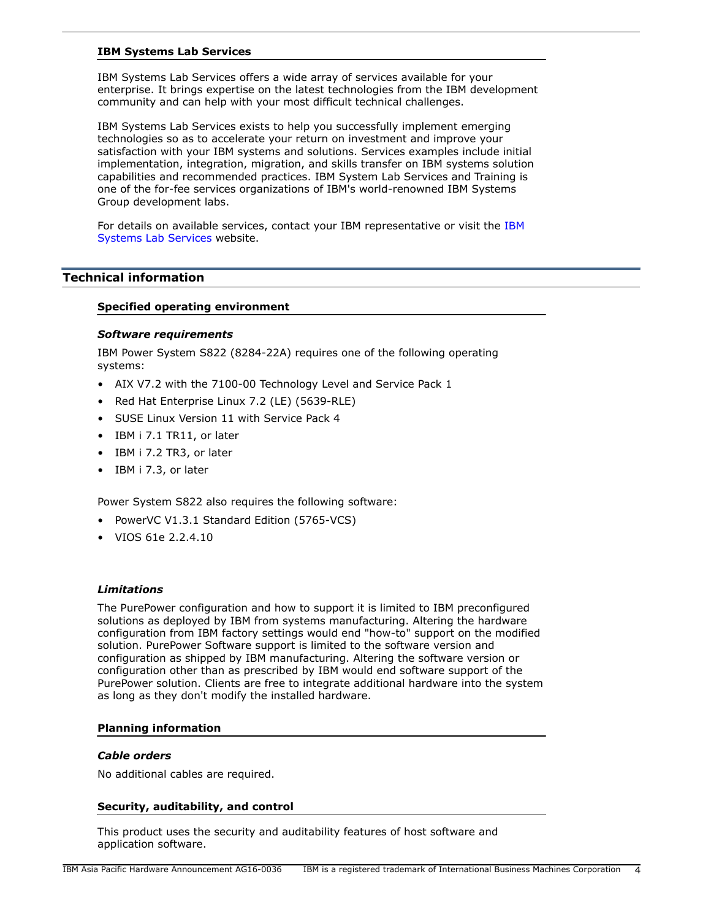### IBM Systems Lab Services

IBM Systems Lab Services offers a wide array of services available for your enterprise. It brings expertise on the latest technologies from the IBM development community and can help with your most difficult technical challenges.

IBM Systems Lab Services exists to help you successfully implement emerging technologies so as to accelerate your return on investment and improve your satisfaction with your IBM systems and solutions. Services examples include initial implementation, integration, migration, and skills transfer on IBM systems solution capabilities and recommended practices. IBM System Lab Services and Training is one of the for-fee services organizations of IBM's world-renowned IBM Systems Group development labs.

For details on available services, contact your IBM representative or visit the IBM Systems Lab Services website.

## Technical information

### Specified operating environment

#### *Software requirements*

IBM Power System S822 (8284-22A) requires one of the following operating systems:

- AIX V7.2 with the 7100-00 Technology Level and Service Pack 1
- Red Hat Enterprise Linux 7.2 (LE) (5639-RLE)
- SUSE Linux Version 11 with Service Pack 4
- IBM i 7.1 TR11, or later
- IBM i 7.2 TR3, or later
- IBM i 7.3, or later

Power System S822 also requires the following software:

- PowerVC V1.3.1 Standard Edition (5765-VCS)
- VIOS 61e 2.2.4.10

#### *Limitations*

The PurePower configuration and how to support it is limited to IBM preconfigured solutions as deployed by IBM from systems manufacturing. Altering the hardware configuration from IBM factory settings would end "how-to" support on the modified solution. PurePower Software support is limited to the software version and configuration as shipped by IBM manufacturing. Altering the software version or configuration other than as prescribed by IBM would end software support of the PurePower solution. Clients are free to integrate additional hardware into the system as long as they don't modify the installed hardware.

### Planning information

#### *Cable orders*

No additional cables are required.

### Security, auditability, and control

This product uses the security and auditability features of host software and application software.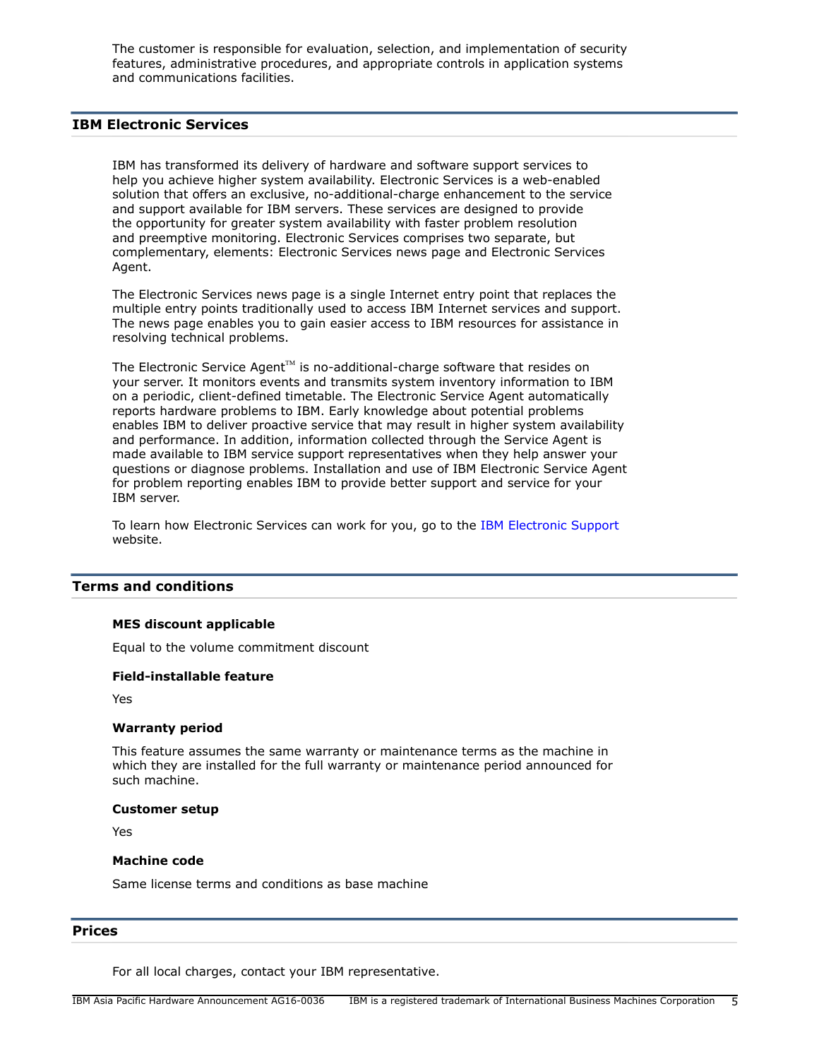The customer is responsible for evaluation, selection, and implementation of security features, administrative procedures, and appropriate controls in application systems and communications facilities.

## IBM Electronic Services

IBM has transformed its delivery of hardware and software support services to help you achieve higher system availability. Electronic Services is a web-enabled solution that offers an exclusive, no-additional-charge enhancement to the service and support available for IBM servers. These services are designed to provide the opportunity for greater system availability with faster problem resolution and preemptive monitoring. Electronic Services comprises two separate, but complementary, elements: Electronic Services news page and Electronic Services Agent.

The Electronic Services news page is a single Internet entry point that replaces the multiple entry points traditionally used to access IBM Internet services and support. The news page enables you to gain easier access to IBM resources for assistance in resolving technical problems.

The Electronic Service Agent™ is no-additional-charge software that resides on your server. It monitors events and transmits system inventory information to IBM on a periodic, client-defined timetable. The Electronic Service Agent automatically reports hardware problems to IBM. Early knowledge about potential problems enables IBM to deliver proactive service that may result in higher system availability and performance. In addition, information collected through the Service Agent is made available to IBM service support representatives when they help answer your questions or diagnose problems. Installation and use of IBM Electronic Service Agent for problem reporting enables IBM to provide better support and service for your IBM server.

To learn how Electronic Services can work for you, go to the IBM Electronic Support website.

## Terms and conditions

### MES discount applicable

Equal to the volume commitment discount

### Field-installable feature

Yes

### Warranty period

This feature assumes the same warranty or maintenance terms as the machine in which they are installed for the full warranty or maintenance period announced for such machine.

### Customer setup

Yes

### Machine code

Same license terms and conditions as base machine

## Prices

For all local charges, contact your IBM representative.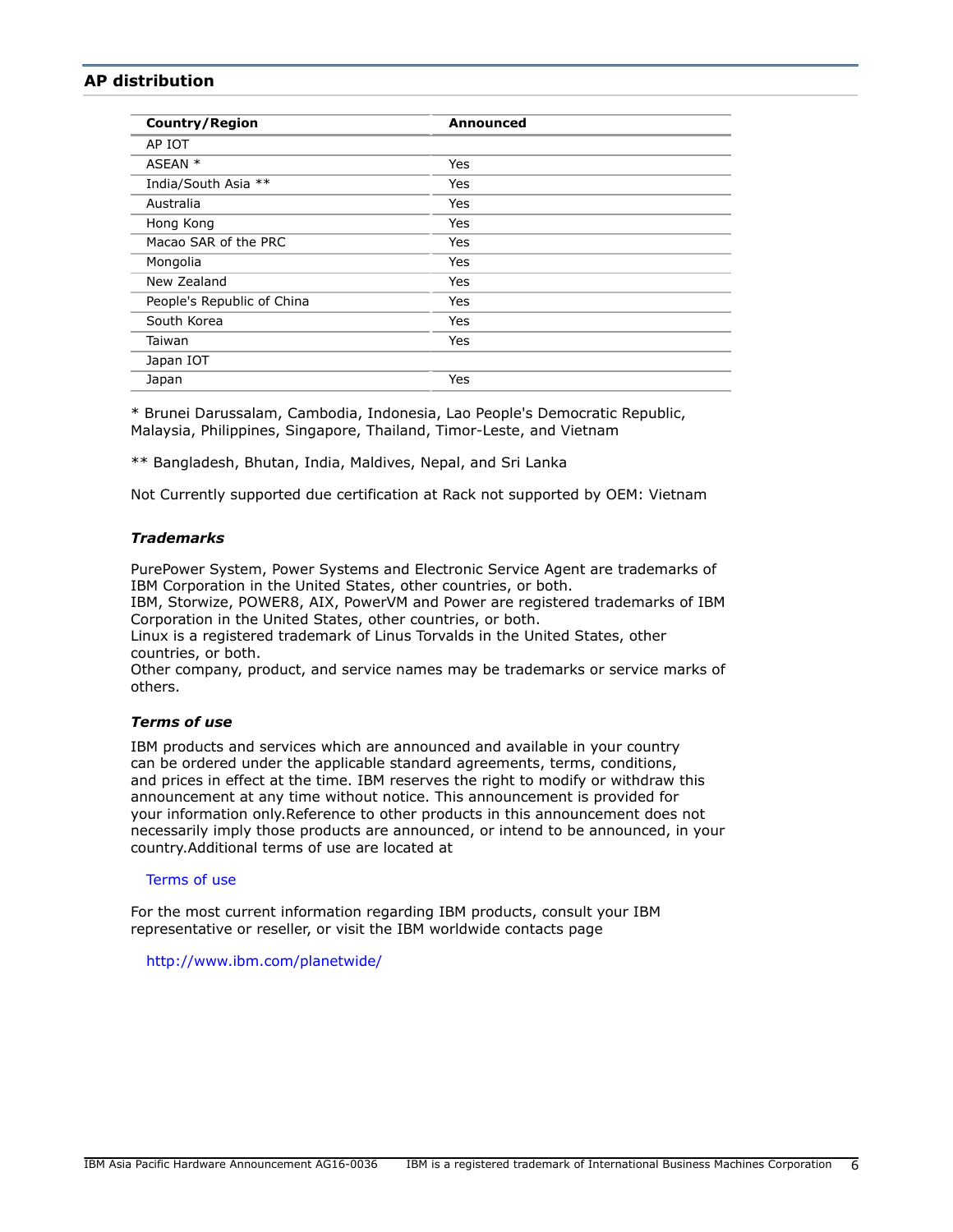## AP distribution

| Country/Region | Announced |
|---|---|
| AP IOT | |
| ASEAN * | Yes |
| India/South Asia ** | Yes |
| Australia | Yes |
| Hong Kong | Yes |
| Macao SAR of the PRC | Yes |
| Mongolia | Yes |
| New Zealand | Yes |
| People's Republic of China | Yes |
| South Korea | Yes |
| Taiwan | Yes |
| Japan IOT | |
| Japan | Yes |

* Brunei Darussalam, Cambodia, Indonesia, Lao People's Democratic Republic, Malaysia, Philippines, Singapore, Thailand, Timor-Leste, and Vietnam

** Bangladesh, Bhutan, India, Maldives, Nepal, and Sri Lanka

Not Currently supported due certification at Rack not supported by OEM: Vietnam

### *Trademarks*

PurePower System, Power Systems and Electronic Service Agent are trademarks of IBM Corporation in the United States, other countries, or both.
IBM, Storwize, POWER8, AIX, PowerVM and Power are registered trademarks of IBM Corporation in the United States, other countries, or both.
Linux is a registered trademark of Linus Torvalds in the United States, other countries, or both.
Other company, product, and service names may be trademarks or service marks of others.

### *Terms of use*

IBM products and services which are announced and available in your country can be ordered under the applicable standard agreements, terms, conditions, and prices in effect at the time. IBM reserves the right to modify or withdraw this announcement at any time without notice. This announcement is provided for your information only.Reference to other products in this announcement does not necessarily imply those products are announced, or intend to be announced, in your country.Additional terms of use are located at

Terms of use

For the most current information regarding IBM products, consult your IBM representative or reseller, or visit the IBM worldwide contacts page

http://www.ibm.com/planetwide/